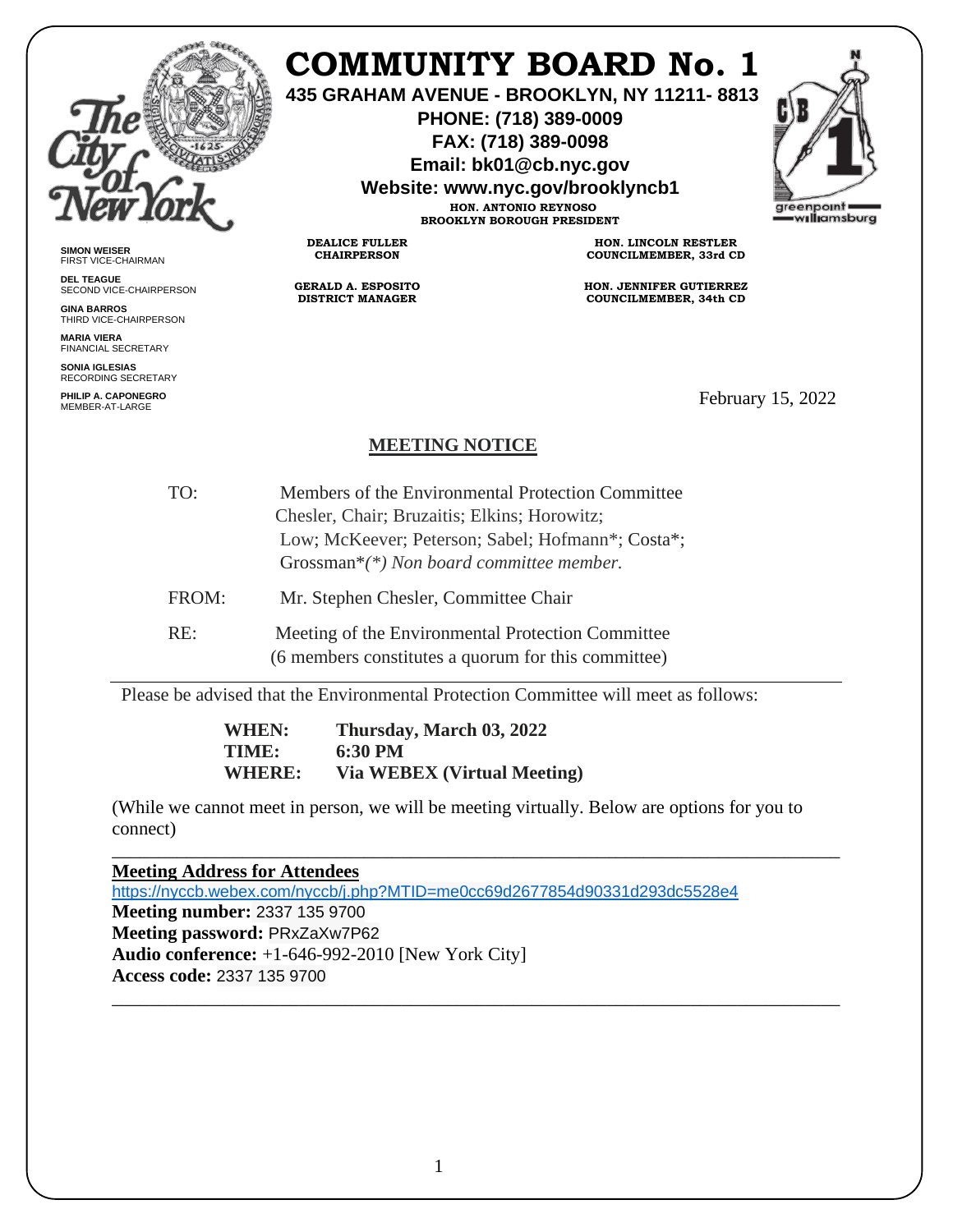# COMMUNITY BOARD No. 1

**435 GRAHAM AVENUE - BROOKLYN, NY 11211- 8813**
**PHONE: (718) 389-0009**
**FAX: (718) 389-0098**
**Email: bk01@cb.nyc.gov**
**Website: www.nyc.gov/brooklyncb1**

**HON. ANTONIO REYNOSO**
**BROOKLYN BOROUGH PRESIDENT**

**SIMON WEISER**
FIRST VICE-CHAIRMAN

**DEL TEAGUE**
SECOND VICE-CHAIRPERSON

**GINA BARROS**
THIRD VICE-CHAIRPERSON

**MARIA VIERA**
FINANCIAL SECRETARY

**SONIA IGLESIAS**
RECORDING SECRETARY

**PHILIP A. CAPONEGRO**
MEMBER-AT-LARGE

**DEALICE FULLER**
**CHAIRPERSON**

**GERALD A. ESPOSITO**
**DISTRICT MANAGER**

**HON. LINCOLN RESTLER**
**COUNCILMEMBER, 33rd CD**

**HON. JENNIFER GUTIERREZ**
**COUNCILMEMBER, 34th CD**

February 15, 2022

## MEETING NOTICE

TO: Members of the Environmental Protection Committee
Chesler, Chair; Bruzaitis; Elkins; Horowitz;
Low; McKeever; Peterson; Sabel; Hofmann*; Costa*;
Grossman**(*) Non board committee member.*

FROM: Mr. Stephen Chesler, Committee Chair

RE: Meeting of the Environmental Protection Committee
(6 members constitutes a quorum for this committee)

---

Please be advised that the Environmental Protection Committee will meet as follows:

**WHEN:** **Thursday, March 03, 2022**
**TIME:** **6:30 PM**
**WHERE:** **Via WEBEX (Virtual Meeting)**

(While we cannot meet in person, we will be meeting virtually. Below are options for you to connect)

---

**Meeting Address for Attendees**
https://nyccb.webex.com/nyccb/j.php?MTID=me0cc69d2677854d90331d293dc5528e4
**Meeting number:** 2337 135 9700
**Meeting password:** PRxZaXw7P62
**Audio conference:** +1-646-992-2010 [New York City]
**Access code:** 2337 135 9700

---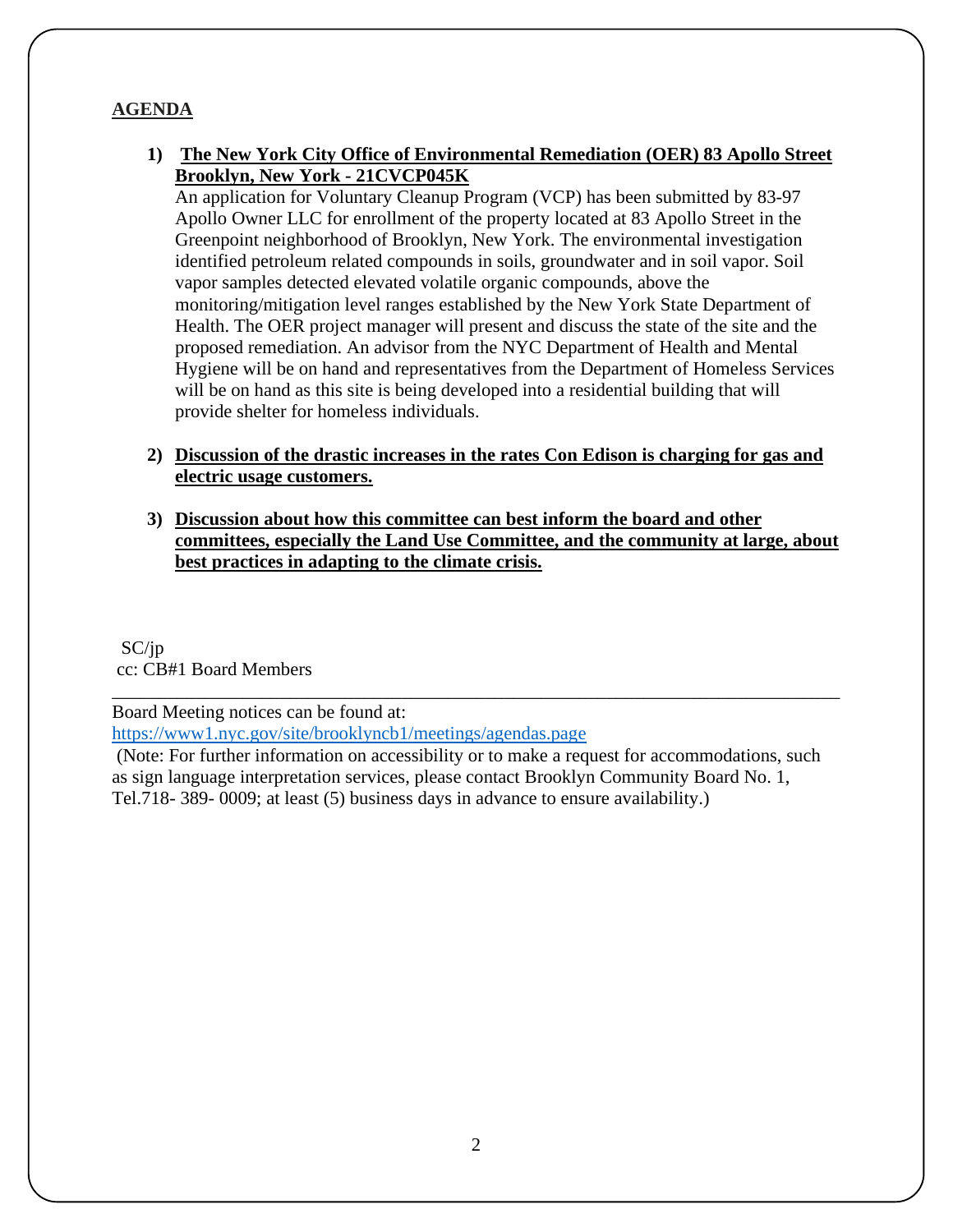## AGENDA

1) **The New York City Office of Environmental Remediation (OER) 83 Apollo Street Brooklyn, New York - 21CVCP045K**

   An application for Voluntary Cleanup Program (VCP) has been submitted by 83-97 Apollo Owner LLC for enrollment of the property located at 83 Apollo Street in the Greenpoint neighborhood of Brooklyn, New York. The environmental investigation identified petroleum related compounds in soils, groundwater and in soil vapor. Soil vapor samples detected elevated volatile organic compounds, above the monitoring/mitigation level ranges established by the New York State Department of Health. The OER project manager will present and discuss the state of the site and the proposed remediation. An advisor from the NYC Department of Health and Mental Hygiene will be on hand and representatives from the Department of Homeless Services will be on hand as this site is being developed into a residential building that will provide shelter for homeless individuals.

2) **Discussion of the drastic increases in the rates Con Edison is charging for gas and electric usage customers.**

3) **Discussion about how this committee can best inform the board and other committees, especially the Land Use Committee, and the community at large, about best practices in adapting to the climate crisis.**

SC/jp
cc: CB#1 Board Members

---

Board Meeting notices can be found at:
https://www1.nyc.gov/site/brooklyncb1/meetings/agendas.page

(Note: For further information on accessibility or to make a request for accommodations, such as sign language interpretation services, please contact Brooklyn Community Board No. 1, Tel.718- 389- 0009; at least (5) business days in advance to ensure availability.)